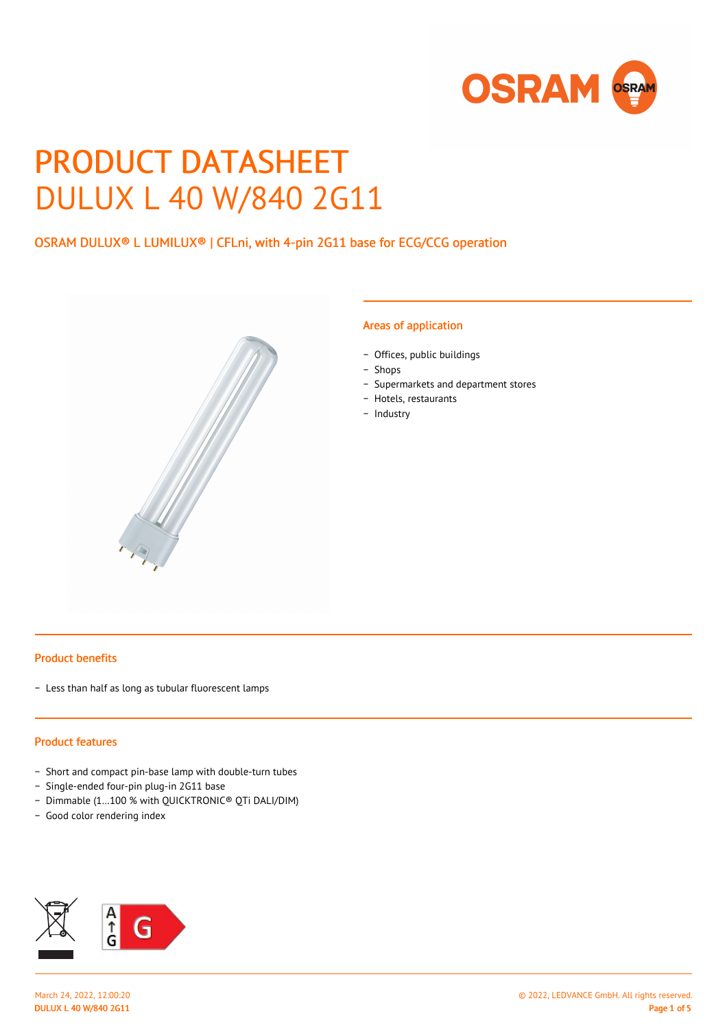# PRODUCT DATASHEET
# DULUX L 40 W/840 2G11

OSRAM DULUX® L LUMILUX® | CFLni, with 4-pin 2G11 base for ECG/CCG operation

## Areas of application

- Offices, public buildings
- Shops
- Supermarkets and department stores
- Hotels, restaurants
- Industry

## Product benefits

- Less than half as long as tubular fluorescent lamps

## Product features

- Short and compact pin-base lamp with double-turn tubes
- Single-ended four-pin plug-in 2G11 base
- Dimmable (1…100 % with QUICKTRONIC® QTi DALI/DIM)
- Good color rendering index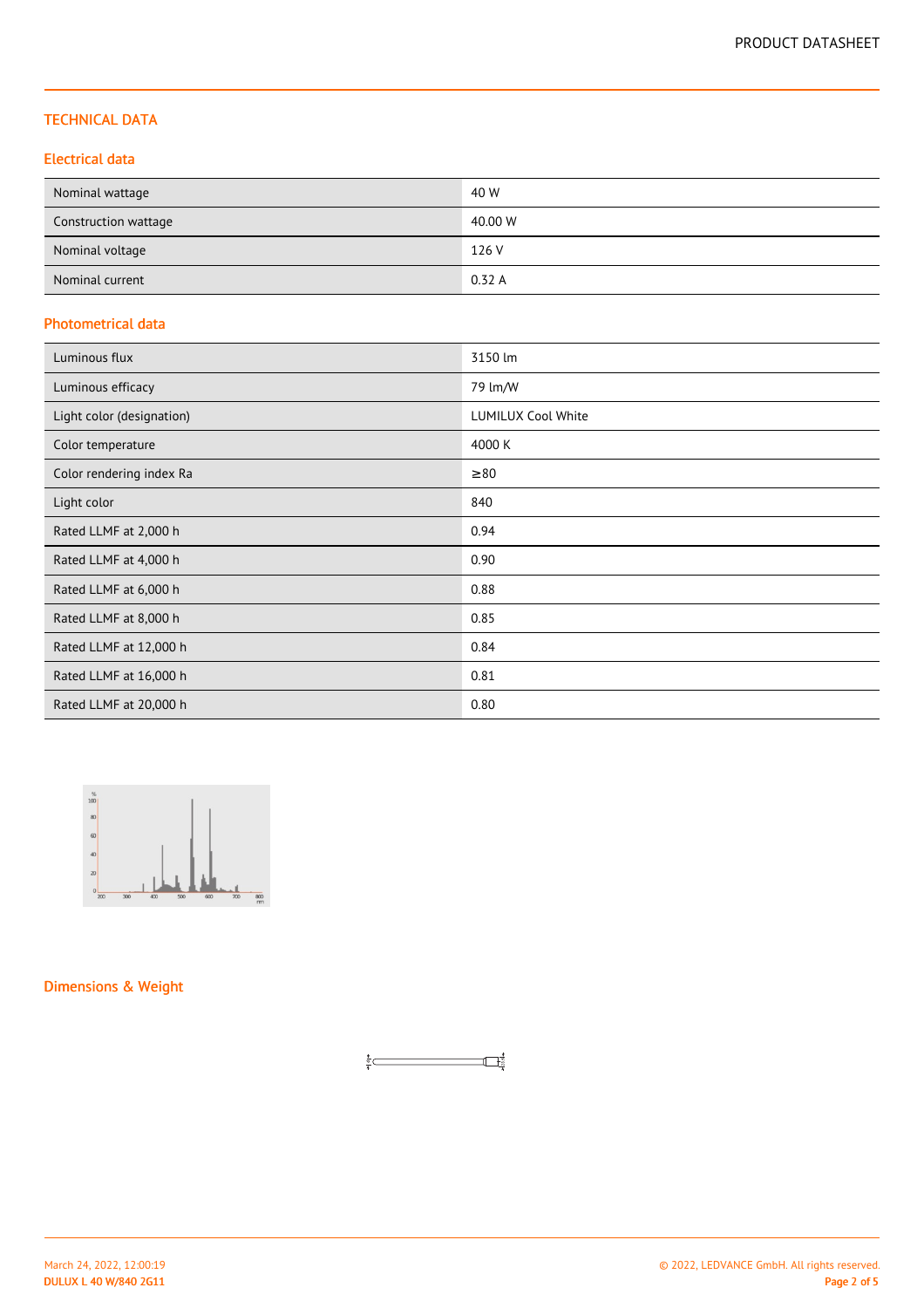# TECHNICAL DATA

## Electrical data

| | |
|---|---|
| Nominal wattage | 40 W |
| Construction wattage | 40.00 W |
| Nominal voltage | 126 V |
| Nominal current | 0.32 A |

## Photometrical data

| | |
|---|---|
| Luminous flux | 3150 lm |
| Luminous efficacy | 79 lm/W |
| Light color (designation) | LUMILUX Cool White |
| Color temperature | 4000 K |
| Color rendering index Ra | ≥80 |
| Light color | 840 |
| Rated LLMF at 2,000 h | 0.94 |
| Rated LLMF at 4,000 h | 0.90 |
| Rated LLMF at 6,000 h | 0.88 |
| Rated LLMF at 8,000 h | 0.85 |
| Rated LLMF at 12,000 h | 0.84 |
| Rated LLMF at 16,000 h | 0.81 |
| Rated LLMF at 20,000 h | 0.80 |

## Dimensions & Weight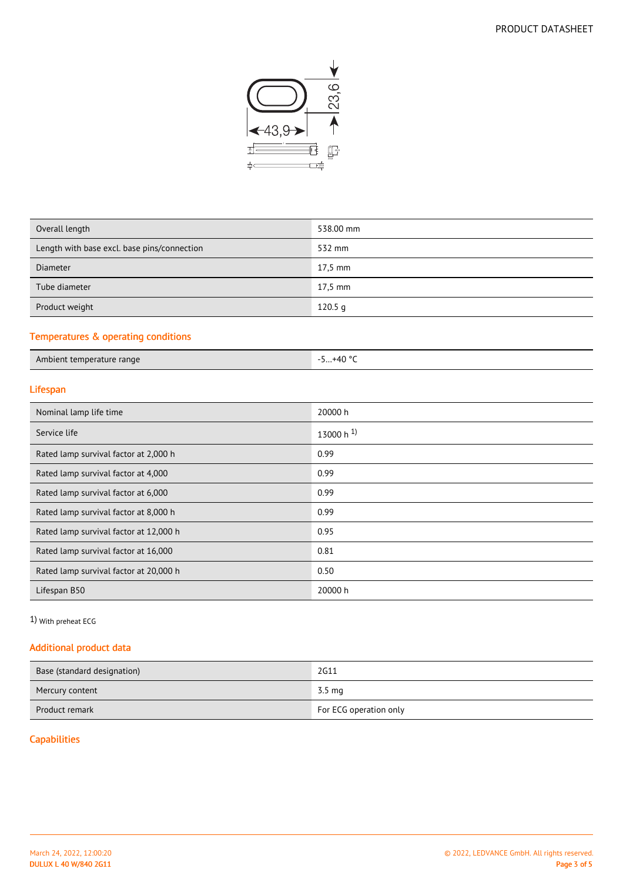| Overall length | 538.00 mm |
|---|---|
| Length with base excl. base pins/connection | 532 mm |
| Diameter | 17,5 mm |
| Tube diameter | 17,5 mm |
| Product weight | 120.5 g |

## Temperatures & operating conditions

| Ambient temperature range | -5…+40 °C |
|---|---|

## Lifespan

| Nominal lamp life time | 20000 h |
|---|---|
| Service life | 13000 h [1)] |
| Rated lamp survival factor at 2,000 h | 0.99 |
| Rated lamp survival factor at 4,000 | 0.99 |
| Rated lamp survival factor at 6,000 | 0.99 |
| Rated lamp survival factor at 8,000 h | 0.99 |
| Rated lamp survival factor at 12,000 h | 0.95 |
| Rated lamp survival factor at 16,000 | 0.81 |
| Rated lamp survival factor at 20,000 h | 0.50 |
| Lifespan B50 | 20000 h |

1) With preheat ECG

## Additional product data

| Base (standard designation) | 2G11 |
|---|---|
| Mercury content | 3.5 mg |
| Product remark | For ECG operation only |

## Capabilities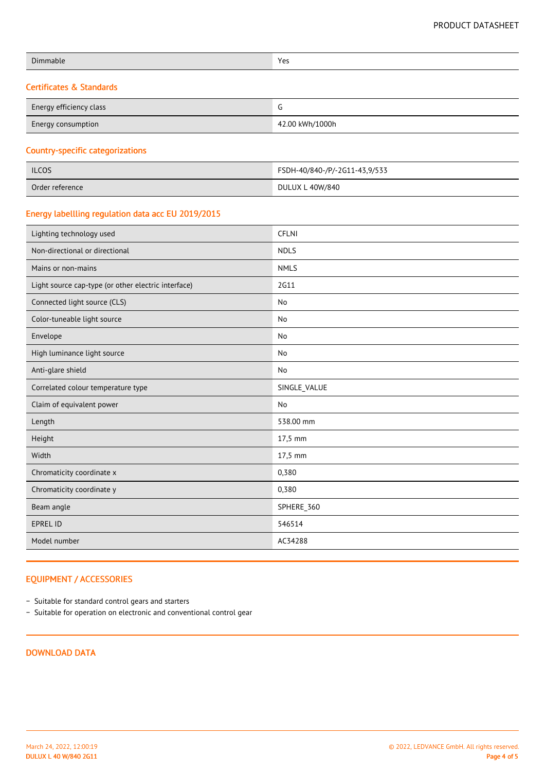| Dimmable | Yes |
|---|---|

## Certificates & Standards

| Energy efficiency class | G |
|---|---|
| Energy consumption | 42.00 kWh/1000h |

## Country-specific categorizations

| ILCOS | FSDH-40/840-/P/-2G11-43,9/533 |
|---|---|
| Order reference | DULUX L 40W/840 |

## Energy labellling regulation data acc EU 2019/2015

| Lighting technology used | CFLNI |
|---|---|
| Non-directional or directional | NDLS |
| Mains or non-mains | NMLS |
| Light source cap-type (or other electric interface) | 2G11 |
| Connected light source (CLS) | No |
| Color-tuneable light source | No |
| Envelope | No |
| High luminance light source | No |
| Anti-glare shield | No |
| Correlated colour temperature type | SINGLE_VALUE |
| Claim of equivalent power | No |
| Length | 538.00 mm |
| Height | 17,5 mm |
| Width | 17,5 mm |
| Chromaticity coordinate x | 0,380 |
| Chromaticity coordinate y | 0,380 |
| Beam angle | SPHERE_360 |
| EPREL ID | 546514 |
| Model number | AC34288 |

## EQUIPMENT / ACCESSORIES

- Suitable for standard control gears and starters
- Suitable for operation on electronic and conventional control gear

## DOWNLOAD DATA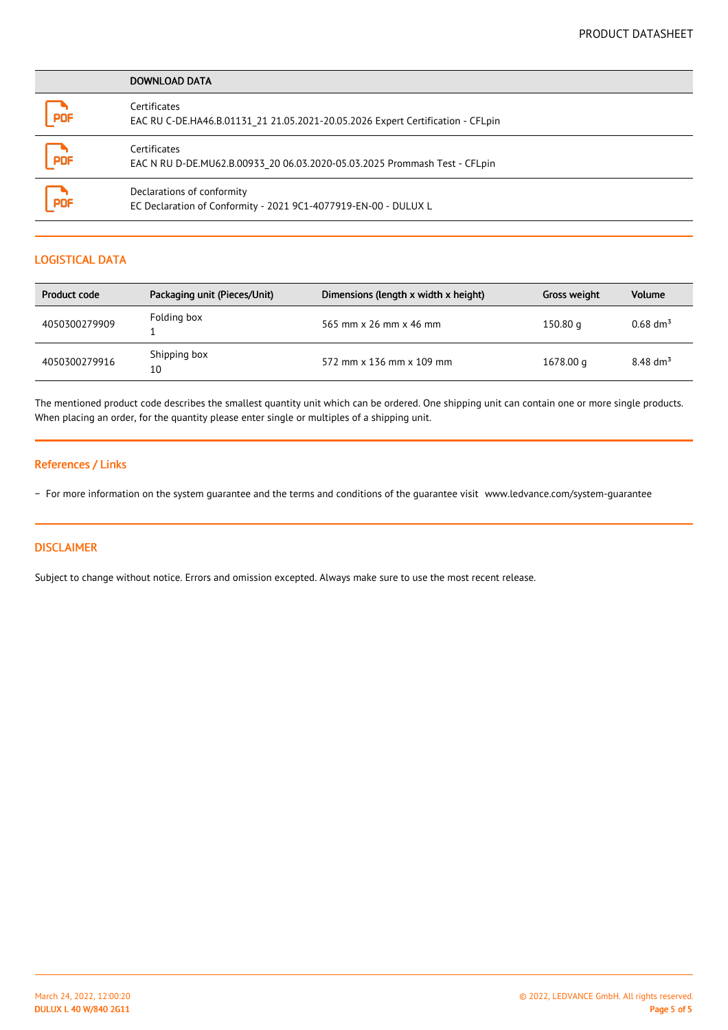| | DOWNLOAD DATA |
|---|---|
| PDF | Certificates<br>EAC RU C-DE.HA46.B.01131_21 21.05.2021-20.05.2026 Expert Certification - CFLpin |
| PDF | Certificates<br>EAC N RU D-DE.MU62.B.00933_20 06.03.2020-05.03.2025 Prommash Test - CFLpin |
| PDF | Declarations of conformity<br>EC Declaration of Conformity - 2021 9C1-4077919-EN-00 - DULUX L |

## LOGISTICAL DATA

| Product code | Packaging unit (Pieces/Unit) | Dimensions (length x width x height) | Gross weight | Volume |
|---|---|---|---|---|
| 4050300279909 | Folding box<br>1 | 565 mm x 26 mm x 46 mm | 150.80 g | 0.68 $dm^3$ |
| 4050300279916 | Shipping box<br>10 | 572 mm x 136 mm x 109 mm | 1678.00 g | 8.48 $dm^3$ |

The mentioned product code describes the smallest quantity unit which can be ordered. One shipping unit can contain one or more single products. When placing an order, for the quantity please enter single or multiples of a shipping unit.

## References / Links

– For more information on the system guarantee and the terms and conditions of the guarantee visit www.ledvance.com/system-guarantee

## DISCLAIMER

Subject to change without notice. Errors and omission excepted. Always make sure to use the most recent release.